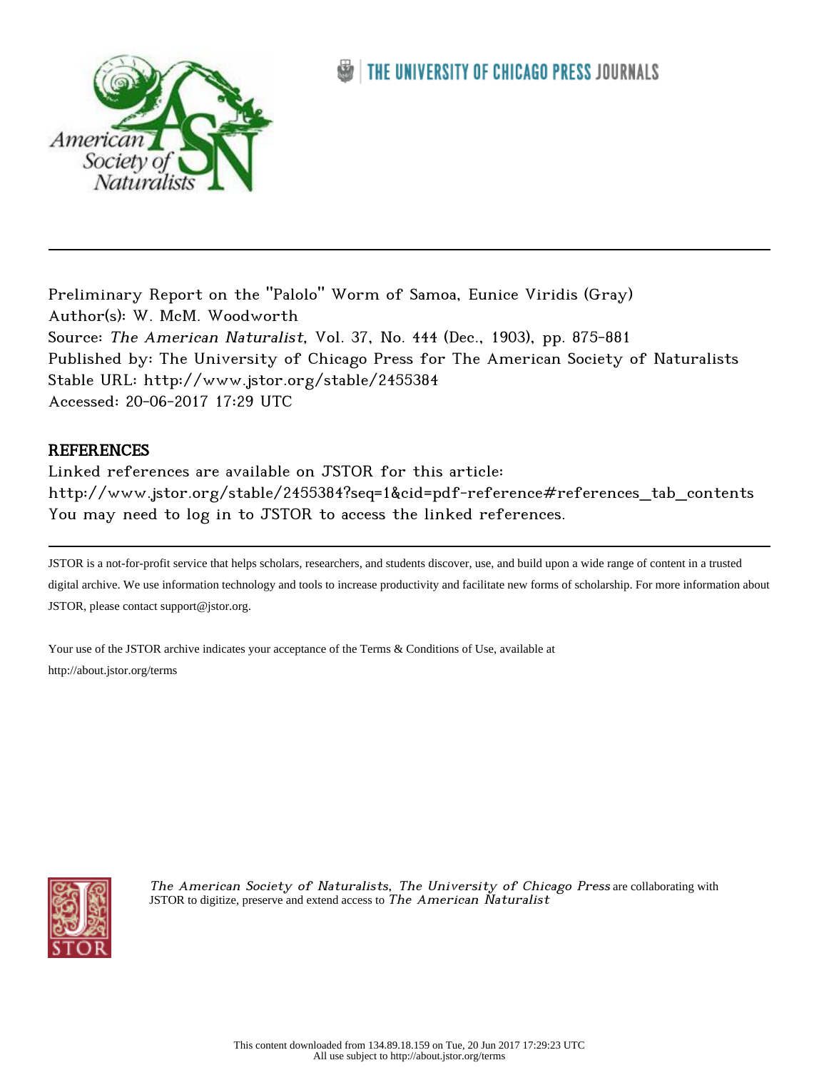Preliminary Report on the "Palolo" Worm of Samoa, Eunice Viridis (Gray)
Author(s): W. McM. Woodworth
Source: *The American Naturalist*, Vol. 37, No. 444 (Dec., 1903), pp. 875-881
Published by: The University of Chicago Press for The American Society of Naturalists
Stable URL: http://www.jstor.org/stable/2455384
Accessed: 20-06-2017 17:29 UTC

## REFERENCES

Linked references are available on JSTOR for this article:
http://www.jstor.org/stable/2455384?seq=1&cid=pdf-reference#references_tab_contents
You may need to log in to JSTOR to access the linked references.

JSTOR is a not-for-profit service that helps scholars, researchers, and students discover, use, and build upon a wide range of content in a trusted digital archive. We use information technology and tools to increase productivity and facilitate new forms of scholarship. For more information about JSTOR, please contact support@jstor.org.

Your use of the JSTOR archive indicates your acceptance of the Terms & Conditions of Use, available at
http://about.jstor.org/terms

*The American Society of Naturalists, The University of Chicago Press* are collaborating with JSTOR to digitize, preserve and extend access to *The American Naturalist*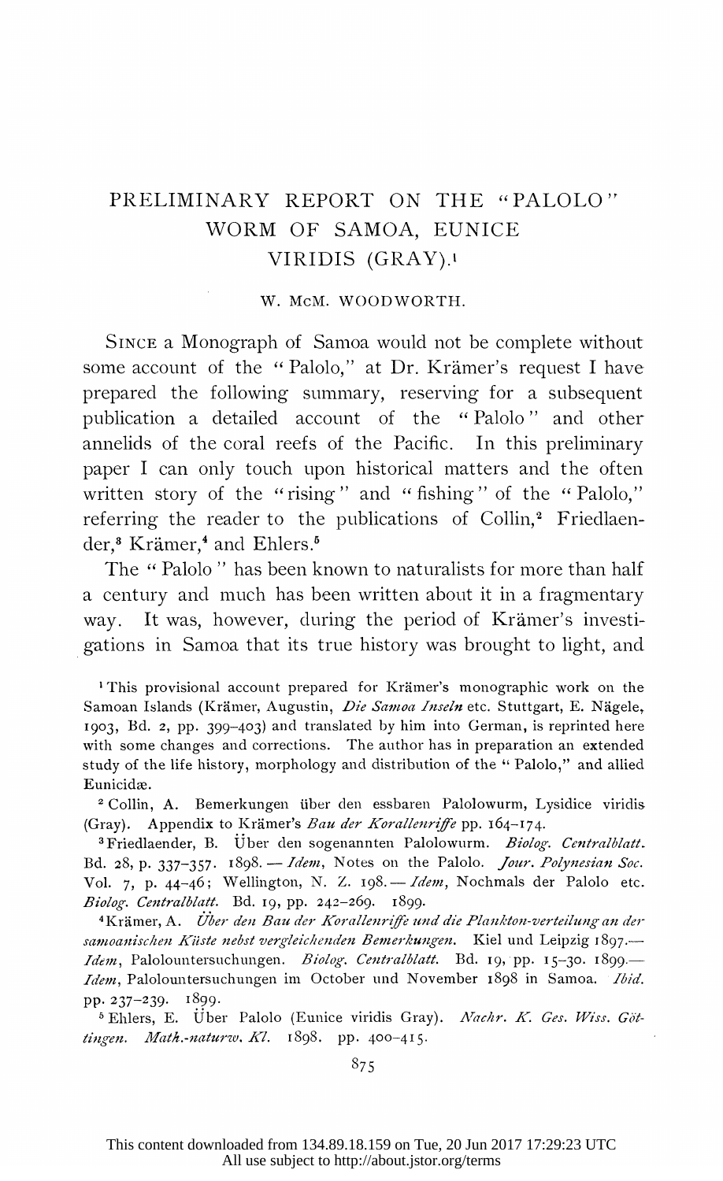# PRELIMINARY REPORT ON THE "PALOLO" WORM OF SAMOA, EUNICE VIRIDIS (GRAY).[1]

W. McM. WOODWORTH.

SINCE a Monograph of Samoa would not be complete without some account of the "Palolo," at Dr. Krämer's request I have prepared the following summary, reserving for a subsequent publication a detailed account of the "Palolo" and other annelids of the coral reefs of the Pacific. In this preliminary paper I can only touch upon historical matters and the often written story of the "rising" and "fishing" of the "Palolo," referring the reader to the publications of Collin,[2] Friedlaender,[3] Krämer,[4] and Ehlers.[5]

The "Palolo" has been known to naturalists for more than half a century and much has been written about it in a fragmentary way. It was, however, during the period of Krämer's investigations in Samoa that its true history was brought to light, and

---

[1] This provisional account prepared for Krämer's monographic work on the Samoan Islands (Krämer, Augustin, *Die Samoa Inseln* etc. Stuttgart, E. Nägele, 1903, Bd. 2, pp. 399–403) and translated by him into German, is reprinted here with some changes and corrections. The author has in preparation an extended study of the life history, morphology and distribution of the "Palolo," and allied Eunicidæ.

[2] Collin, A. Bemerkungen über den essbaren Palolowurm, Lysidice viridis (Gray). Appendix to Krämer's *Bau der Korallenriffe* pp. 164–174.

[3] Friedlaender, B. Über den sogenannten Palolowurm. *Biolog. Centralblatt.* Bd. 28, p. 337–357. 1898. — *Idem*, Notes on the Palolo. *Jour. Polynesian Soc.* Vol. 7, p. 44–46; Wellington, N. Z. 198. — *Idem*, Nochmals der Palolo etc. *Biolog. Centralblatt.* Bd. 19, pp. 242–269. 1899.

[4] Krämer, A. *Über den Bau der Korallenriffe und die Plankton-verteilung an der samoanischen Küste nebst vergleichenden Bemerkungen.* Kiel und Leipzig 1897.— *Idem*, Palolountersuchungen. *Biolog. Centralblatt.* Bd. 19, pp. 15–30. 1899.— *Idem*, Palolountersuchungen im October und November 1898 in Samoa. *Ibid.* pp. 237–239. 1899.

[5] Ehlers, E. Über Palolo (Eunice viridis Gray). *Nachr. K. Ges. Wiss. Göttingen. Math.-naturw. Kl.* 1898. pp. 400–415.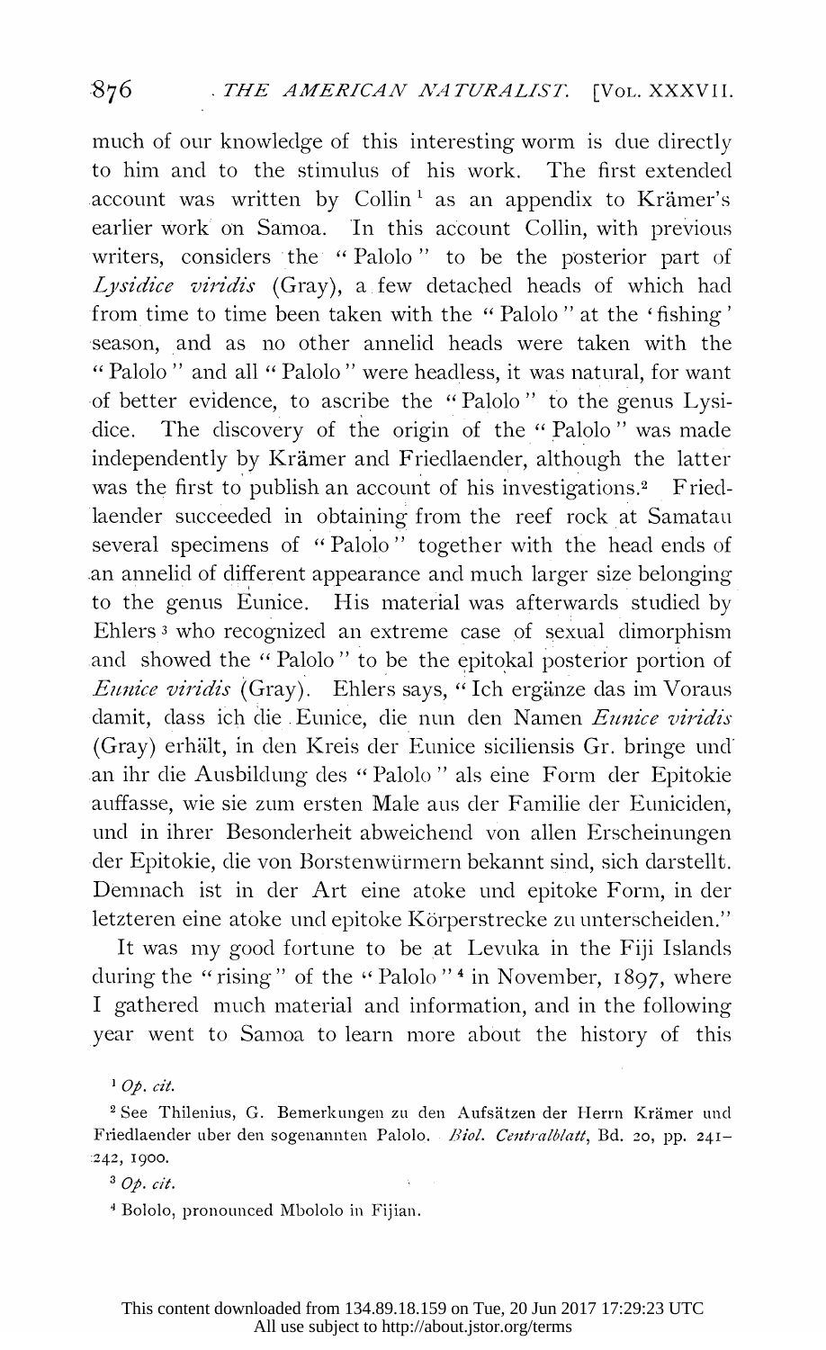much of our knowledge of this interesting worm is due directly to him and to the stimulus of his work. The first extended account was written by Collin[1] as an appendix to Krämer's earlier work on Samoa. In this account Collin, with previous writers, considers the "Palolo" to be the posterior part of *Lysidice viridis* (Gray), a few detached heads of which had from time to time been taken with the "Palolo" at the 'fishing' season, and as no other annelid heads were taken with the "Palolo" and all "Palolo" were headless, it was natural, for want of better evidence, to ascribe the "Palolo" to the genus Lysidice. The discovery of the origin of the "Palolo" was made independently by Krämer and Friedlaender, although the latter was the first to publish an account of his investigations.[2] Friedlaender succeeded in obtaining from the reef rock at Samatau several specimens of "Palolo" together with the head ends of an annelid of different appearance and much larger size belonging to the genus Eunice. His material was afterwards studied by Ehlers[3] who recognized an extreme case of sexual dimorphism and showed the "Palolo" to be the epitokal posterior portion of *Eunice viridis* (Gray). Ehlers says, "Ich ergänze das im Voraus damit, dass ich die Eunice, die nun den Namen *Eunice viridis* (Gray) erhält, in den Kreis der Eunice siciliensis Gr. bringe und an ihr die Ausbildung des "Palolo" als eine Form der Epitokie auffasse, wie sie zum ersten Male aus der Familie der Euniciden, und in ihrer Besonderheit abweichend von allen Erscheinungen der Epitokie, die von Borstenwürmern bekannt sind, sich darstellt. Demnach ist in der Art eine atoke und epitoke Form, in der letzteren eine atoke und epitoke Körperstrecke zu unterscheiden."

It was my good fortune to be at Levuka in the Fiji Islands during the "rising" of the "Palolo"[4] in November, 1897, where I gathered much material and information, and in the following year went to Samoa to learn more about the history of this

[1] *Op. cit.*

[2] See Thilenius, G. Bemerkungen zu den Aufsätzen der Herrn Krämer und Friedlaender uber den sogenannten Palolo. *Biol. Centralblatt*, Bd. 20, pp. 241–242, 1900.

[3] *Op. cit.*

[4] Bololo, pronounced Mbololo in Fijian.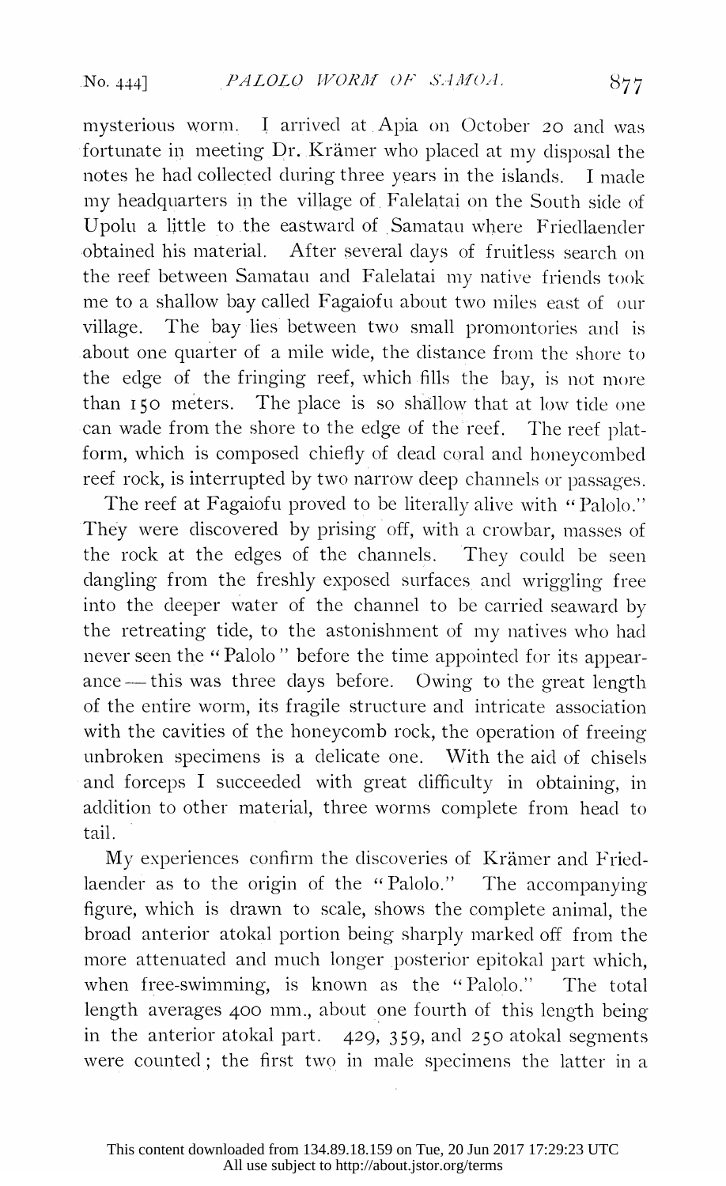mysterious worm. I arrived at Apia on October 20 and was fortunate in meeting Dr. Krämer who placed at my disposal the notes he had collected during three years in the islands. I made my headquarters in the village of Falelatai on the South side of Upolu a little to the eastward of Samatau where Friedlaender obtained his material. After several days of fruitless search on the reef between Samatau and Falelatai my native friends took me to a shallow bay called Fagaiofu about two miles east of our village. The bay lies between two small promontories and is about one quarter of a mile wide, the distance from the shore to the edge of the fringing reef, which fills the bay, is not more than 150 meters. The place is so shallow that at low tide one can wade from the shore to the edge of the reef. The reef platform, which is composed chiefly of dead coral and honeycombed reef rock, is interrupted by two narrow deep channels or passages.

The reef at Fagaiofu proved to be literally alive with "Palolo." They were discovered by prising off, with a crowbar, masses of the rock at the edges of the channels. They could be seen dangling from the freshly exposed surfaces and wriggling free into the deeper water of the channel to be carried seaward by the retreating tide, to the astonishment of my natives who had never seen the "Palolo" before the time appointed for its appearance — this was three days before. Owing to the great length of the entire worm, its fragile structure and intricate association with the cavities of the honeycomb rock, the operation of freeing unbroken specimens is a delicate one. With the aid of chisels and forceps I succeeded with great difficulty in obtaining, in addition to other material, three worms complete from head to tail.

My experiences confirm the discoveries of Krämer and Friedlaender as to the origin of the "Palolo." The accompanying figure, which is drawn to scale, shows the complete animal, the broad anterior atokal portion being sharply marked off from the more attenuated and much longer posterior epitokal part which, when free-swimming, is known as the "Palolo." The total length averages 400 mm., about one fourth of this length being in the anterior atokal part. 429, 359, and 250 atokal segments were counted; the first two in male specimens the latter in a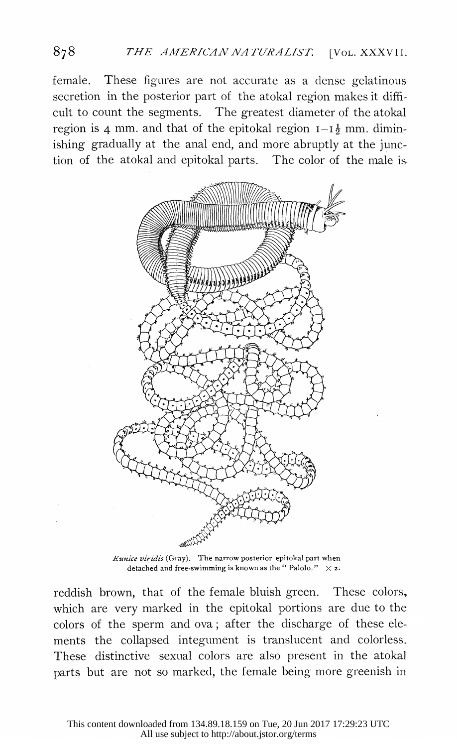female. These figures are not accurate as a dense gelatinous secretion in the posterior part of the atokal region makes it difficult to count the segments. The greatest diameter of the atokal region is 4 mm. and that of the epitokal region 1–1½ mm. diminishing gradually at the anal end, and more abruptly at the junction of the atokal and epitokal parts. The color of the male is

*Eunice viridis* (Gray). The narrow posterior epitokal part when detached and free-swimming is known as the "Palolo." × 2.

reddish brown, that of the female bluish green. These colors, which are very marked in the epitokal portions are due to the colors of the sperm and ova; after the discharge of these elements the collapsed integument is translucent and colorless. These distinctive sexual colors are also present in the atokal parts but are not so marked, the female being more greenish in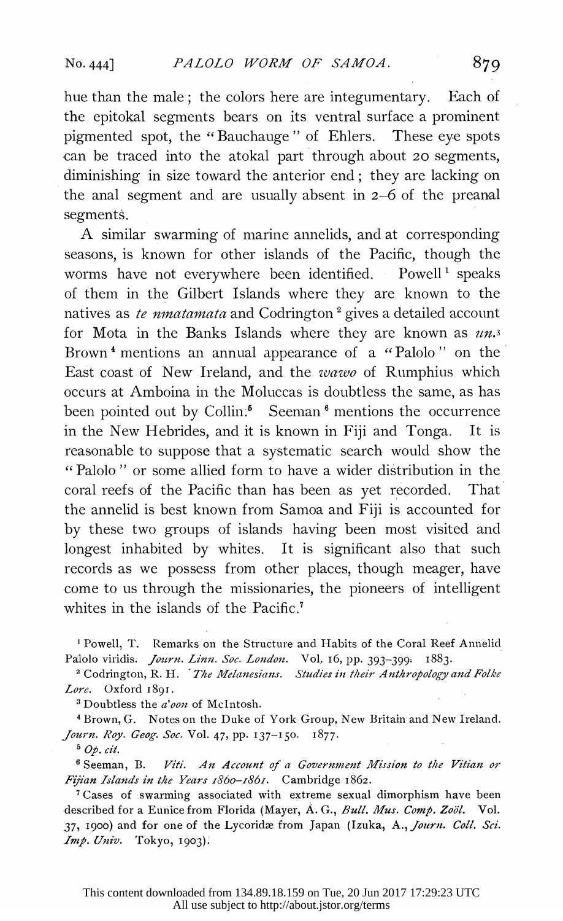hue than the male; the colors here are integumentary. Each of the epitokal segments bears on its ventral surface a prominent pigmented spot, the "Bauchauge" of Ehlers. These eye spots can be traced into the atokal part through about 20 segments, diminishing in size toward the anterior end; they are lacking on the anal segment and are usually absent in 2–6 of the preanal segments.

A similar swarming of marine annelids, and at corresponding seasons, is known for other islands of the Pacific, though the worms have not everywhere been identified. Powell[1] speaks of them in the Gilbert Islands where they are known to the natives as *te nmatamata* and Codrington[2] gives a detailed account for Mota in the Banks Islands where they are known as *un*.[3] Brown[4] mentions an annual appearance of a "Palolo" on the East coast of New Ireland, and the *wawo* of Rumphius which occurs at Amboina in the Moluccas is doubtless the same, as has been pointed out by Collin.[5] Seeman[6] mentions the occurrence in the New Hebrides, and it is known in Fiji and Tonga. It is reasonable to suppose that a systematic search would show the "Palolo" or some allied form to have a wider distribution in the coral reefs of the Pacific than has been as yet recorded. That the annelid is best known from Samoa and Fiji is accounted for by these two groups of islands having been most visited and longest inhabited by whites. It is significant also that such records as we possess from other places, though meager, have come to us through the missionaries, the pioneers of intelligent whites in the islands of the Pacific.[7]

[1] Powell, T. Remarks on the Structure and Habits of the Coral Reef Annelid Palolo viridis. *Journ. Linn. Soc. London.* Vol. 16, pp. 393–399. 1883.

[2] Codrington, R. H. *The Melanesians. Studies in their Anthropology and Folke Lore.* Oxford 1891.

[3] Doubtless the *a'oon* of McIntosh.

[4] Brown, G. Notes on the Duke of York Group, New Britain and New Ireland. *Journ. Roy. Geog. Soc.* Vol. 47, pp. 137–150. 1877.

[5] *Op. cit.*

[6] Seeman, B. *Viti. An Account of a Government Mission to the Vitian or Fijian Islands in the Years 1860–1861.* Cambridge 1862.

[7] Cases of swarming associated with extreme sexual dimorphism have been described for a Eunice from Florida (Mayer, A. G., *Bull. Mus. Comp. Zoöl.* Vol. 37, 1900) and for one of the Lycoridæ from Japan (Izuka, A., *Journ. Coll. Sci. Imp. Univ.* Tokyo, 1903).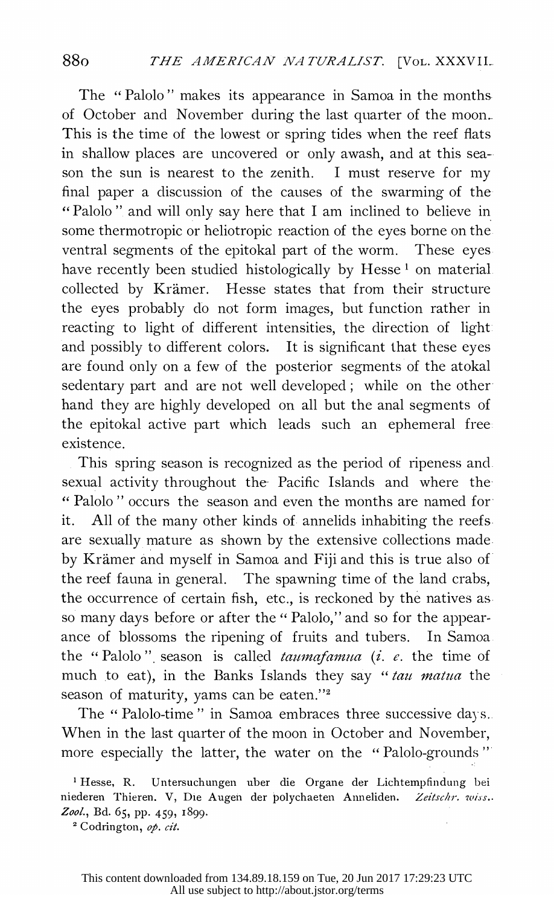The "Palolo" makes its appearance in Samoa in the months of October and November during the last quarter of the moon. This is the time of the lowest or spring tides when the reef flats in shallow places are uncovered or only awash, and at this season the sun is nearest to the zenith. I must reserve for my final paper a discussion of the causes of the swarming of the "Palolo" and will only say here that I am inclined to believe in some thermotropic or heliotropic reaction of the eyes borne on the ventral segments of the epitokal part of the worm. These eyes have recently been studied histologically by Hesse [1] on material collected by Krämer. Hesse states that from their structure the eyes probably do not form images, but function rather in reacting to light of different intensities, the direction of light and possibly to different colors. It is significant that these eyes are found only on a few of the posterior segments of the atokal sedentary part and are not well developed; while on the other hand they are highly developed on all but the anal segments of the epitokal active part which leads such an ephemeral free existence.

This spring season is recognized as the period of ripeness and sexual activity throughout the Pacific Islands and where the "Palolo" occurs the season and even the months are named for it. All of the many other kinds of annelids inhabiting the reefs are sexually mature as shown by the extensive collections made by Krämer and myself in Samoa and Fiji and this is true also of the reef fauna in general. The spawning time of the land crabs, the occurrence of certain fish, etc., is reckoned by the natives as so many days before or after the "Palolo," and so for the appearance of blossoms the ripening of fruits and tubers. In Samoa the "Palolo" season is called *taumafamua* (*i. e.* the time of much to eat), in the Banks Islands they say "*tau matua* the season of maturity, yams can be eaten."[2]

The "Palolo-time" in Samoa embraces three successive days. When in the last quarter of the moon in October and November, more especially the latter, the water on the "Palolo-grounds"

[1] Hesse, R. Untersuchungen uber die Organe der Lichtempfindung bei niederen Thieren. V, Die Augen der polychaeten Anneliden. *Zeitschr. wiss. Zool.*, Bd. 65, pp. 459, 1899.

[2] Codrington, *op. cit.*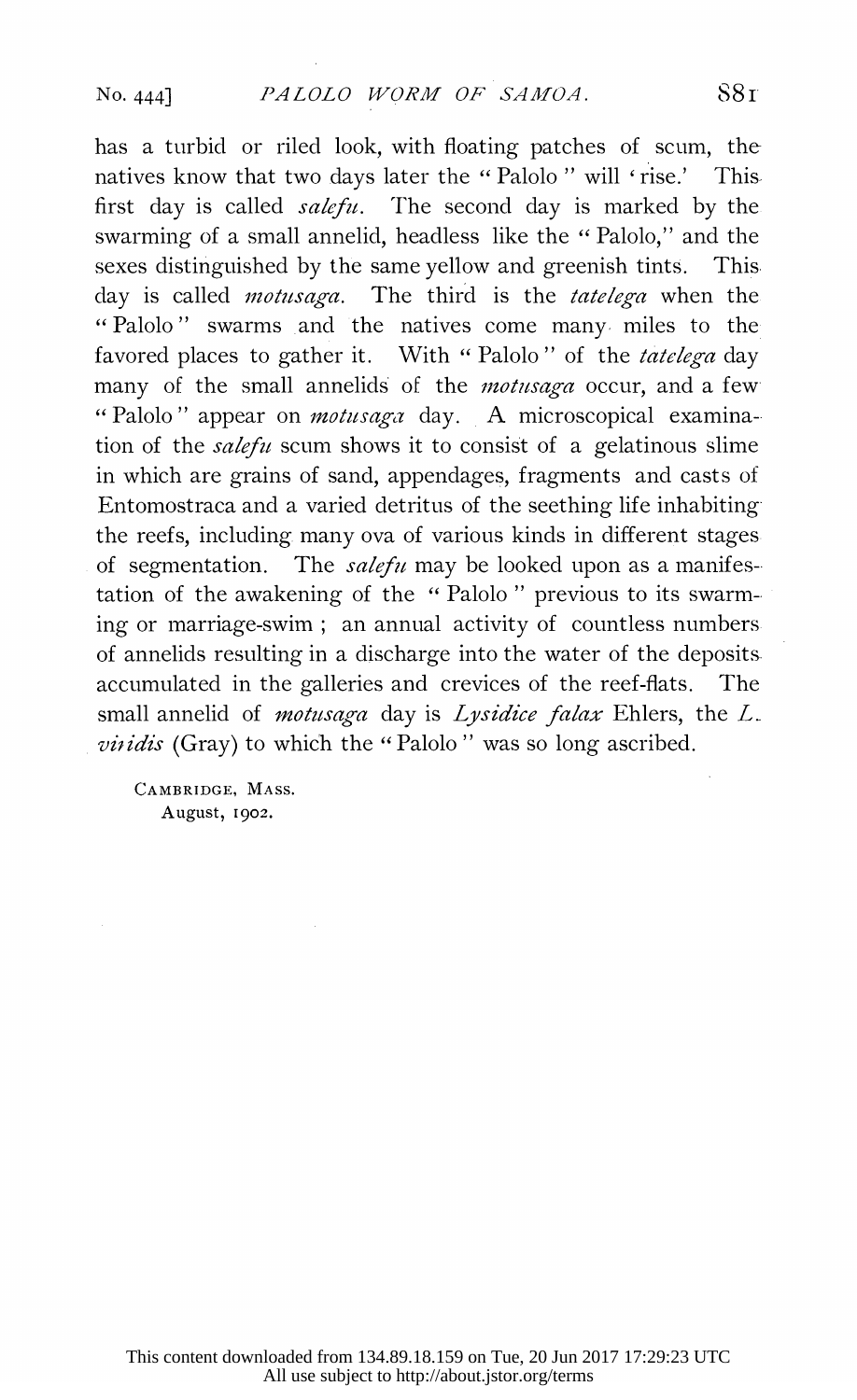has a turbid or riled look, with floating patches of scum, the natives know that two days later the "Palolo" will 'rise.' This first day is called *salefu*. The second day is marked by the swarming of a small annelid, headless like the "Palolo," and the sexes distinguished by the same yellow and greenish tints. This day is called *motusaga*. The third is the *tatelega* when the "Palolo" swarms and the natives come many miles to the favored places to gather it. With "Palolo" of the *tatelega* day many of the small annelids of the *motusaga* occur, and a few "Palolo" appear on *motusaga* day. A microscopical examination of the *salefu* scum shows it to consist of a gelatinous slime in which are grains of sand, appendages, fragments and casts of Entomostraca and a varied detritus of the seething life inhabiting the reefs, including many ova of various kinds in different stages of segmentation. The *salefu* may be looked upon as a manifestation of the awakening of the "Palolo" previous to its swarming or marriage-swim; an annual activity of countless numbers of annelids resulting in a discharge into the water of the deposits accumulated in the galleries and crevices of the reef-flats. The small annelid of *motusaga* day is *Lysidice falax* Ehlers, the *L. viridis* (Gray) to which the "Palolo" was so long ascribed.

CAMBRIDGE, MASS.
August, 1902.